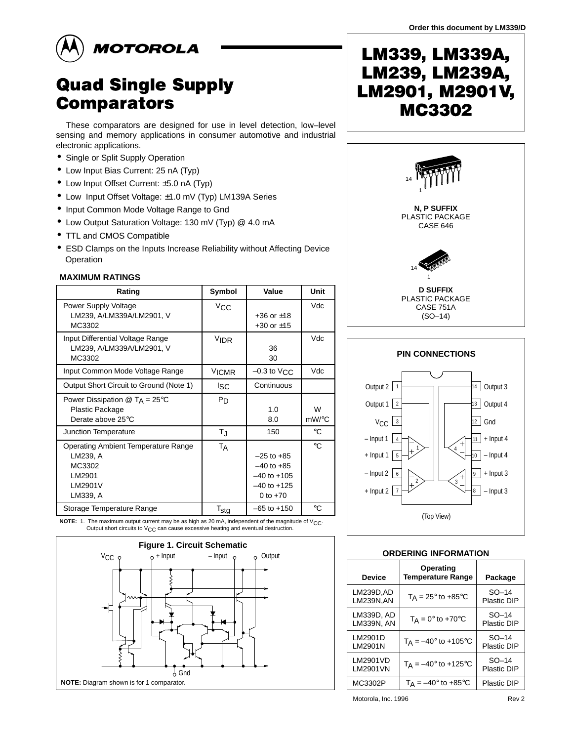Order this document by LM339/D

MOTOROLA

# Quad Single Supply Comparators

# LM339, LM339A, LM239, LM239A, LM2901, M2901V, MC3302

These comparators are designed for use in level detection, low–level sensing and memory applications in consumer automotive and industrial electronic applications.

- Single or Split Supply Operation
- Low Input Bias Current: 25 nA (Typ)
- Low Input Offset Current: ±5.0 nA (Typ)
- Low Input Offset Voltage: ±1.0 mV (Typ) LM139A Series
- Input Common Mode Voltage Range to Gnd
- Low Output Saturation Voltage: 130 mV (Typ) @ 4.0 mA
- TTL and CMOS Compatible
- ESD Clamps on the Inputs Increase Reliability without Affecting Device Operation

N, P SUFFIX
PLASTIC PACKAGE
CASE 646

D SUFFIX
PLASTIC PACKAGE
CASE 751A
(SO–14)

## MAXIMUM RATINGS

| Rating | Symbol | Value | Unit |
|---|---|---|---|
| Power Supply Voltage<br>LM239, A/LM339A/LM2901, V<br>MC3302 | $V_{CC}$ | <br>+36 or ±18<br>+30 or ±15 | Vdc |
| Input Differential Voltage Range<br>LM239, A/LM339A/LM2901, V<br>MC3302 | $V_{IDR}$ | <br>36<br>30 | Vdc |
| Input Common Mode Voltage Range | $V_{ICMR}$ | –0.3 to $V_{CC}$ | Vdc |
| Output Short Circuit to Ground (Note 1) | $I_{SC}$ | Continuous | |
| Power Dissipation @ $T_A$ = 25°C<br>Plastic Package<br>Derate above 25°C | $P_D$ | <br>1.0<br>8.0 | <br>W<br>mW/°C |
| Junction Temperature | $T_J$ | 150 | °C |
| Operating Ambient Temperature Range<br>LM239, A<br>MC3302<br>LM2901<br>LM2901V<br>LM339, A | $T_A$ | <br>–25 to +85<br>–40 to +85<br>–40 to +105<br>–40 to +125<br>0 to +70 | °C |
| Storage Temperature Range | $T_{stg}$ | –65 to +150 | °C |

**NOTE:** 1. The maximum output current may be as high as 20 mA, independent of the magnitude of $V_{CC}$. Output short circuits to $V_{CC}$ can cause excessive heating and eventual destruction.

## PIN CONNECTIONS

| Pin | Function | Pin | Function |
|---|---|---|---|
| 1 | Output 2 | 14 | Output 3 |
| 2 | Output 1 | 13 | Output 4 |
| 3 | $V_{CC}$ | 12 | Gnd |
| 4 | – Input 1 | 11 | + Input 4 |
| 5 | + Input 1 | 10 | – Input 4 |
| 6 | – Input 2 | 9 | + Input 3 |
| 7 | + Input 2 | 8 | – Input 3 |

(Top View)

**Figure 1. Circuit Schematic**

**NOTE:** Diagram shown is for 1 comparator.

## ORDERING INFORMATION

| Device | Operating Temperature Range | Package |
|---|---|---|
| LM239D,AD<br>LM239N,AN | $T_A$ = 25° to +85°C | SO–14<br>Plastic DIP |
| LM339D, AD<br>LM339N, AN | $T_A$ = 0° to +70°C | SO–14<br>Plastic DIP |
| LM2901D<br>LM2901N | $T_A$ = –40° to +105°C | SO–14<br>Plastic DIP |
| LM2901VD<br>LM2901VN | $T_A$ = –40° to +125°C | SO–14<br>Plastic DIP |
| MC3302P | $T_A$ = –40° to +85°C | Plastic DIP |

Motorola, Inc. 1996 Rev 2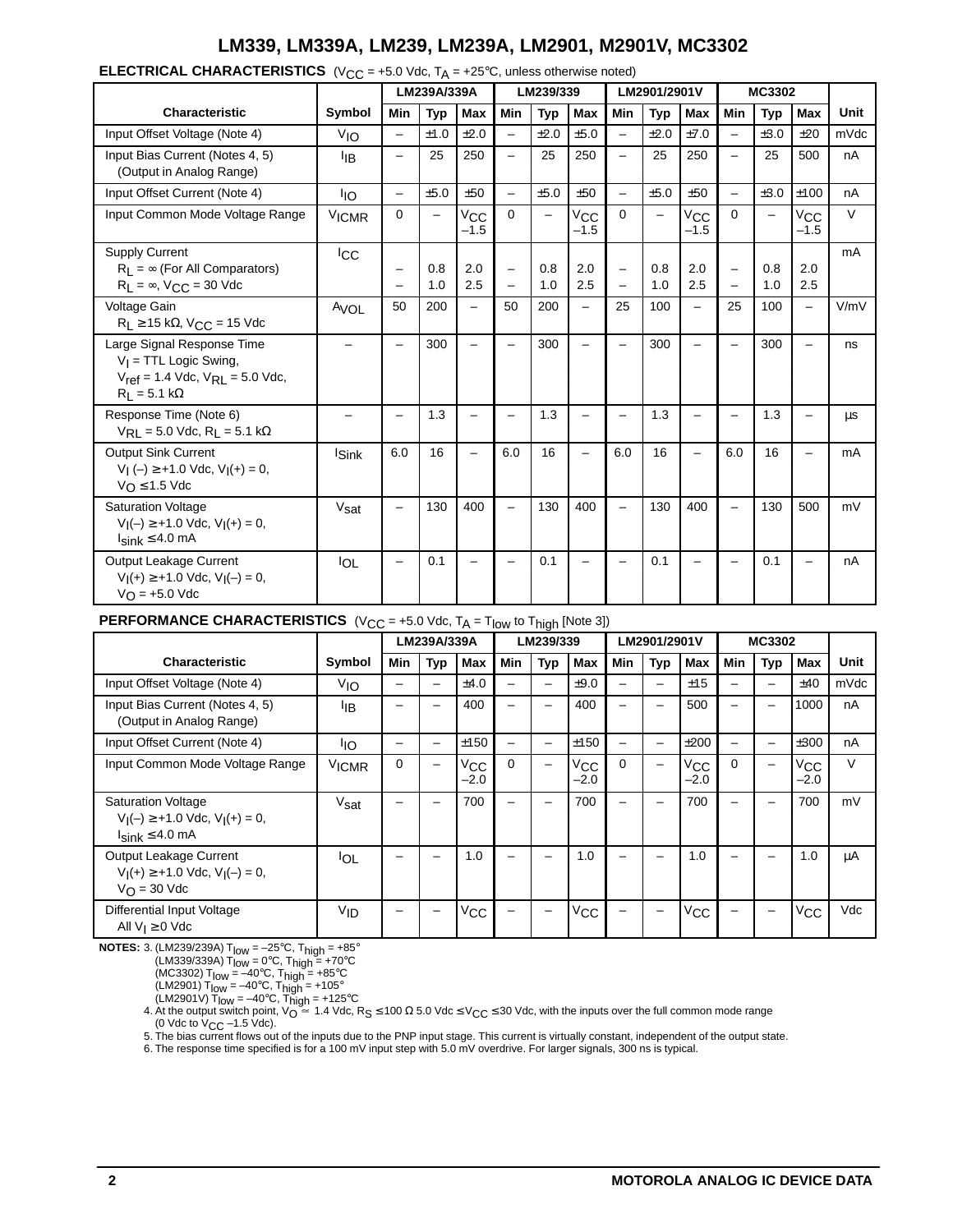**ELECTRICAL CHARACTERISTICS** ($V_{CC}$ = +5.0 Vdc, $T_A$ = +25°C, unless otherwise noted)

| Characteristic | Symbol | LM239A/339A | | | LM239/339 | | | LM2901/2901V | | | MC3302 | | | Unit |
|---|---|---|---|---|---|---|---|---|---|---|---|---|---|---|
| | | Min | Typ | Max | Min | Typ | Max | Min | Typ | Max | Min | Typ | Max | |
| Input Offset Voltage (Note 4) | $V_{IO}$ | – | ±1.0 | ±2.0 | – | ±2.0 | ±5.0 | – | ±2.0 | ±7.0 | – | ±3.0 | ±20 | mVdc |
| Input Bias Current (Notes 4, 5) (Output in Analog Range) | $I_{IB}$ | – | 25 | 250 | – | 25 | 250 | – | 25 | 250 | – | 25 | 500 | nA |
| Input Offset Current (Note 4) | $I_{IO}$ | – | ±5.0 | ±50 | – | ±5.0 | ±50 | – | ±5.0 | ±50 | – | ±3.0 | ±100 | nA |
| Input Common Mode Voltage Range | $V_{ICMR}$ | 0 | – | $V_{CC}$ –1.5 | 0 | – | $V_{CC}$ –1.5 | 0 | – | $V_{CC}$ –1.5 | 0 | – | $V_{CC}$ –1.5 | V |
| Supply Current<br>$R_L = \infty$ (For All Comparators)<br>$R_L = \infty$, $V_{CC}$ = 30 Vdc | $I_{CC}$ | –<br>– | 0.8<br>1.0 | 2.0<br>2.5 | –<br>– | 0.8<br>1.0 | 2.0<br>2.5 | –<br>– | 0.8<br>1.0 | 2.0<br>2.5 | –<br>– | 0.8<br>1.0 | 2.0<br>2.5 | mA |
| Voltage Gain<br>$R_L \geq 15\ k\Omega$, $V_{CC}$ = 15 Vdc | $A_{VOL}$ | 50 | 200 | – | 50 | 200 | – | 25 | 100 | – | 25 | 100 | – | V/mV |
| Large Signal Response Time<br>$V_I$ = TTL Logic Swing,<br>$V_{ref}$ = 1.4 Vdc, $V_{RL}$ = 5.0 Vdc,<br>$R_L$ = 5.1 kΩ | – | – | 300 | – | – | 300 | – | – | 300 | – | – | 300 | – | ns |
| Response Time (Note 6)<br>$V_{RL}$ = 5.0 Vdc, $R_L$ = 5.1 kΩ | – | – | 1.3 | – | – | 1.3 | – | – | 1.3 | – | – | 1.3 | – | μs |
| Output Sink Current<br>$V_I(-) \geq$ +1.0 Vdc, $V_I(+)$ = 0,<br>$V_O \leq$ 1.5 Vdc | $I_{Sink}$ | 6.0 | 16 | – | 6.0 | 16 | – | 6.0 | 16 | – | 6.0 | 16 | – | mA |
| Saturation Voltage<br>$V_I(-) \geq$ +1.0 Vdc, $V_I(+)$ = 0,<br>$I_{sink} \leq$ 4.0 mA | $V_{sat}$ | – | 130 | 400 | – | 130 | 400 | – | 130 | 400 | – | 130 | 500 | mV |
| Output Leakage Current<br>$V_I(+) \geq$ +1.0 Vdc, $V_I(-)$ = 0,<br>$V_O$ = +5.0 Vdc | $I_{OL}$ | – | 0.1 | – | – | 0.1 | – | – | 0.1 | – | – | 0.1 | – | nA |

**PERFORMANCE CHARACTERISTICS** ($V_{CC}$ = +5.0 Vdc, $T_A$ = $T_{low}$ to $T_{high}$ [Note 3])

| Characteristic | Symbol | LM239A/339A | | | LM239/339 | | | LM2901/2901V | | | MC3302 | | | Unit |
|---|---|---|---|---|---|---|---|---|---|---|---|---|---|---|
| | | Min | Typ | Max | Min | Typ | Max | Min | Typ | Max | Min | Typ | Max | |
| Input Offset Voltage (Note 4) | $V_{IO}$ | – | – | ±4.0 | – | – | ±9.0 | – | – | ±15 | – | – | ±40 | mVdc |
| Input Bias Current (Notes 4, 5) (Output in Analog Range) | $I_{IB}$ | – | – | 400 | – | – | 400 | – | – | 500 | – | – | 1000 | nA |
| Input Offset Current (Note 4) | $I_{IO}$ | – | – | ±150 | – | – | ±150 | – | – | ±200 | – | – | ±300 | nA |
| Input Common Mode Voltage Range | $V_{ICMR}$ | 0 | – | $V_{CC}$ –2.0 | 0 | – | $V_{CC}$ –2.0 | 0 | – | $V_{CC}$ –2.0 | 0 | – | $V_{CC}$ –2.0 | V |
| Saturation Voltage<br>$V_I(-) \geq$ +1.0 Vdc, $V_I(+)$ = 0,<br>$I_{sink} \leq$ 4.0 mA | $V_{sat}$ | – | – | 700 | – | – | 700 | – | – | 700 | – | – | 700 | mV |
| Output Leakage Current<br>$V_I(+) \geq$ +1.0 Vdc, $V_I(-)$ = 0,<br>$V_O$ = 30 Vdc | $I_{OL}$ | – | – | 1.0 | – | – | 1.0 | – | – | 1.0 | – | – | 1.0 | μA |
| Differential Input Voltage<br>All $V_I \geq$ 0 Vdc | $V_{ID}$ | – | – | $V_{CC}$ | – | – | $V_{CC}$ | – | – | $V_{CC}$ | – | – | $V_{CC}$ | Vdc |

**NOTES:**
3. (LM239/239A) $T_{low}$ = –25°C, $T_{high}$ = +85°
   (LM339/339A) $T_{low}$ = 0°C, $T_{high}$ = +70°C
   (MC3302) $T_{low}$ = –40°C, $T_{high}$ = +85°C
   (LM2901) $T_{low}$ = –40°C, $T_{high}$ = +105°
   (LM2901V) $T_{low}$ = –40°C, $T_{high}$ = +125°C
4. At the output switch point, $V_O \simeq$ 1.4 Vdc, $R_S \leq$ 100 Ω 5.0 Vdc $\leq V_{CC} \leq$ 30 Vdc, with the inputs over the full common mode range (0 Vdc to $V_{CC}$ –1.5 Vdc).
5. The bias current flows out of the inputs due to the PNP input stage. This current is virtually constant, independent of the output state.
6. The response time specified is for a 100 mV input step with 5.0 mV overdrive. For larger signals, 300 ns is typical.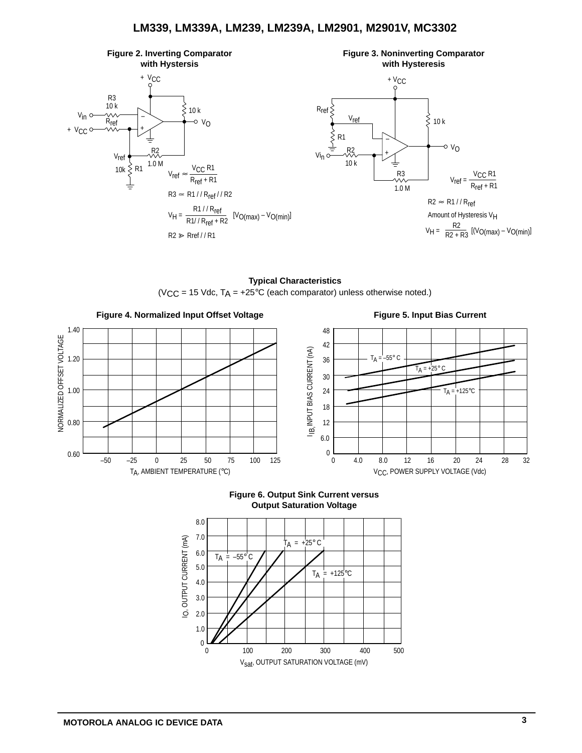**Figure 2. Inverting Comparator with Hystersis**

$$V_{ref} \approx \frac{V_{CC}\,R1}{R_{ref} + R1}$$

$$R3 \simeq R1\,/\,/\,R_{ref}\,/\,/\,R2$$

$$V_H = \frac{R1\,/\,/\,R_{ref}}{R1/\,/\,R_{ref} + R2}\,[V_{O(max)} - V_{O(min)}]$$

$$R2 \gg Rref\,/\,/\,R1$$

**Figure 3. Noninverting Comparator with Hysteresis**

$$V_{ref} = \frac{V_{CC}\,R1}{R_{ref} + R1}$$

$$R2 \approx R1\,/\,/\,R_{ref}$$

Amount of Hysteresis $V_H$

$$V_H = \frac{R2}{R2 + R3}\,[(V_{O(max)} - V_{O(min)}]$$

**Typical Characteristics**

($V_{CC}$ = 15 Vdc, $T_A$ = +25°C (each comparator) unless otherwise noted.)

**Figure 4. Normalized Input Offset Voltage**

**Figure 5. Input Bias Current**

**Figure 6. Output Sink Current versus Output Saturation Voltage**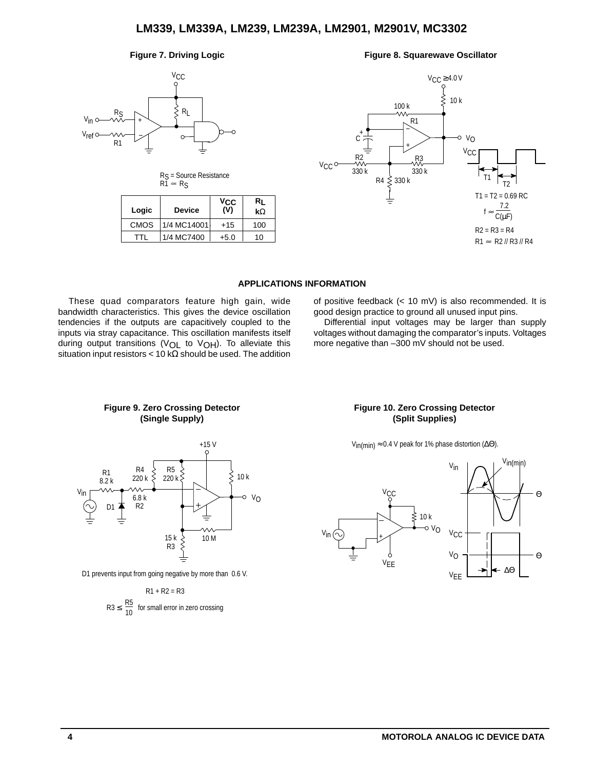**Figure 7. Driving Logic**

$R_S$ = Source Resistance
$R1 \simeq R_S$

| Logic | Device | $V_{CC}$ (V) | $R_L$ kΩ |
|---|---|---|---|
| CMOS | 1/4 MC14001 | +15 | 100 |
| TTL | 1/4 MC7400 | +5.0 | 10 |

**Figure 8. Squarewave Oscillator**

$T1 = T2 = 0.69\ RC$

$$f \approx \frac{7.2}{C(\mu F)}$$

$R2 = R3 = R4$

$R1 \approx R2 // R3 // R4$

## APPLICATIONS INFORMATION

These quad comparators feature high gain, wide bandwidth characteristics. This gives the device oscillation tendencies if the outputs are capacitively coupled to the inputs via stray capacitance. This oscillation manifests itself during output transitions ($V_{OL}$ to $V_{OH}$). To alleviate this situation input resistors < 10 kΩ should be used. The addition of positive feedback (< 10 mV) is also recommended. It is good design practice to ground all unused input pins.

Differential input voltages may be larger than supply voltages without damaging the comparator's inputs. Voltages more negative than –300 mV should not be used.

**Figure 9. Zero Crossing Detector (Single Supply)**

D1 prevents input from going negative by more than 0.6 V.

$R1 + R2 = R3$

$R3 \leq \frac{R5}{10}$ for small error in zero crossing

**Figure 10. Zero Crossing Detector (Split Supplies)**

$V_{in(min)} \approx 0.4$ V peak for 1% phase distortion ($\Delta\Theta$).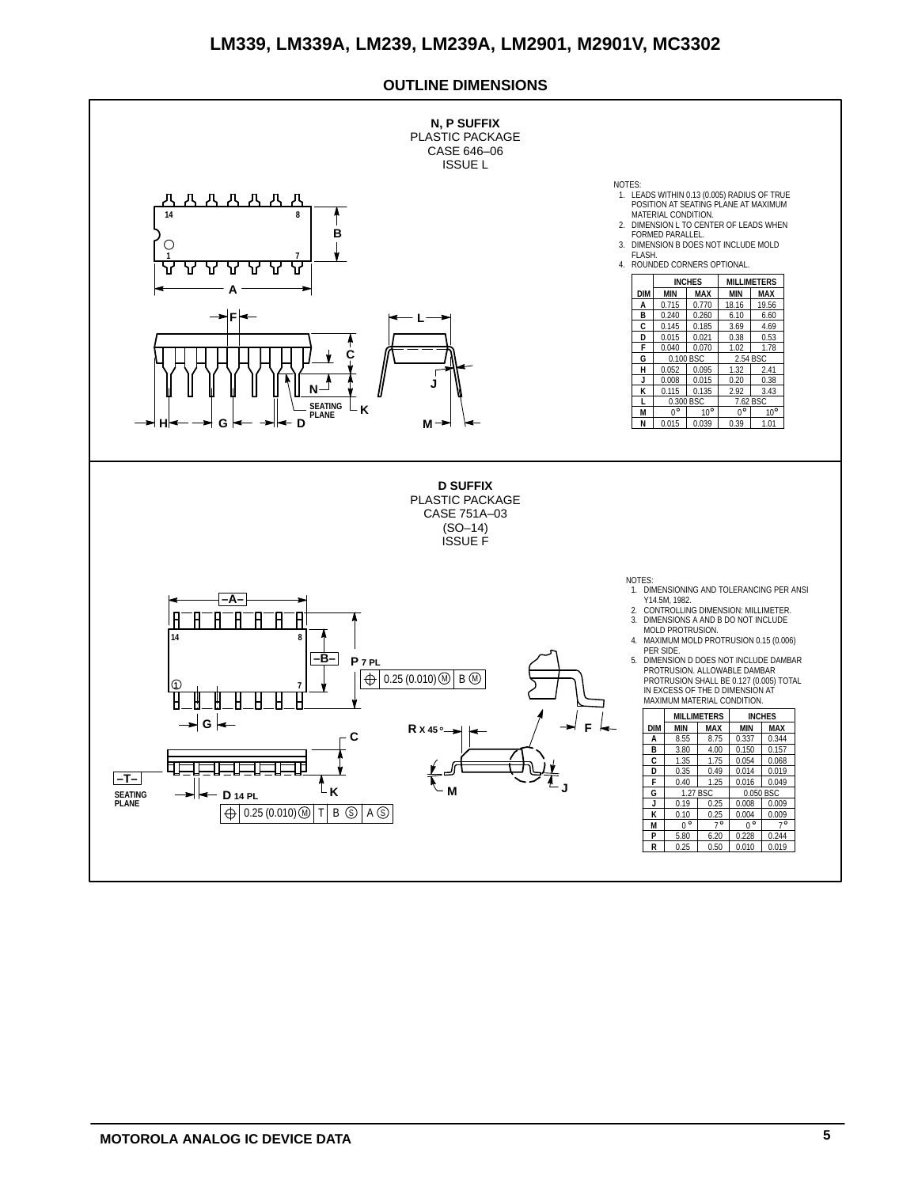## OUTLINE DIMENSIONS

### N, P SUFFIX
PLASTIC PACKAGE
CASE 646–06
ISSUE L

NOTES:
1. LEADS WITHIN 0.13 (0.005) RADIUS OF TRUE POSITION AT SEATING PLANE AT MAXIMUM MATERIAL CONDITION.
2. DIMENSION L TO CENTER OF LEADS WHEN FORMED PARALLEL.
3. DIMENSION B DOES NOT INCLUDE MOLD FLASH.
4. ROUNDED CORNERS OPTIONAL.

| DIM | INCHES MIN | INCHES MAX | MILLIMETERS MIN | MILLIMETERS MAX |
|---|---|---|---|---|
| A | 0.715 | 0.770 | 18.16 | 19.56 |
| B | 0.240 | 0.260 | 6.10 | 6.60 |
| C | 0.145 | 0.185 | 3.69 | 4.69 |
| D | 0.015 | 0.021 | 0.38 | 0.53 |
| F | 0.040 | 0.070 | 1.02 | 1.78 |
| G | 0.100 BSC | | 2.54 BSC | |
| H | 0.052 | 0.095 | 1.32 | 2.41 |
| J | 0.008 | 0.015 | 0.20 | 0.38 |
| K | 0.115 | 0.135 | 2.92 | 3.43 |
| L | 0.300 BSC | | 7.62 BSC | |
| M | 0° | 10° | 0° | 10° |
| N | 0.015 | 0.039 | 0.39 | 1.01 |

### D SUFFIX
PLASTIC PACKAGE
CASE 751A–03
(SO–14)
ISSUE F

NOTES:
1. DIMENSIONING AND TOLERANCING PER ANSI Y14.5M, 1982.
2. CONTROLLING DIMENSION: MILLIMETER.
3. DIMENSIONS A AND B DO NOT INCLUDE MOLD PROTRUSION.
4. MAXIMUM MOLD PROTRUSION 0.15 (0.006) PER SIDE.
5. DIMENSION D DOES NOT INCLUDE DAMBAR PROTRUSION. ALLOWABLE DAMBAR PROTRUSION SHALL BE 0.127 (0.005) TOTAL IN EXCESS OF THE D DIMENSION AT MAXIMUM MATERIAL CONDITION.

| DIM | MILLIMETERS MIN | MILLIMETERS MAX | INCHES MIN | INCHES MAX |
|---|---|---|---|---|
| A | 8.55 | 8.75 | 0.337 | 0.344 |
| B | 3.80 | 4.00 | 0.150 | 0.157 |
| C | 1.35 | 1.75 | 0.054 | 0.068 |
| D | 0.35 | 0.49 | 0.014 | 0.019 |
| F | 0.40 | 1.25 | 0.016 | 0.049 |
| G | 1.27 BSC | | 0.050 BSC | |
| J | 0.19 | 0.25 | 0.008 | 0.009 |
| K | 0.10 | 0.25 | 0.004 | 0.009 |
| M | 0° | 7° | 0° | 7° |
| P | 5.80 | 6.20 | 0.228 | 0.244 |
| R | 0.25 | 0.50 | 0.010 | 0.019 |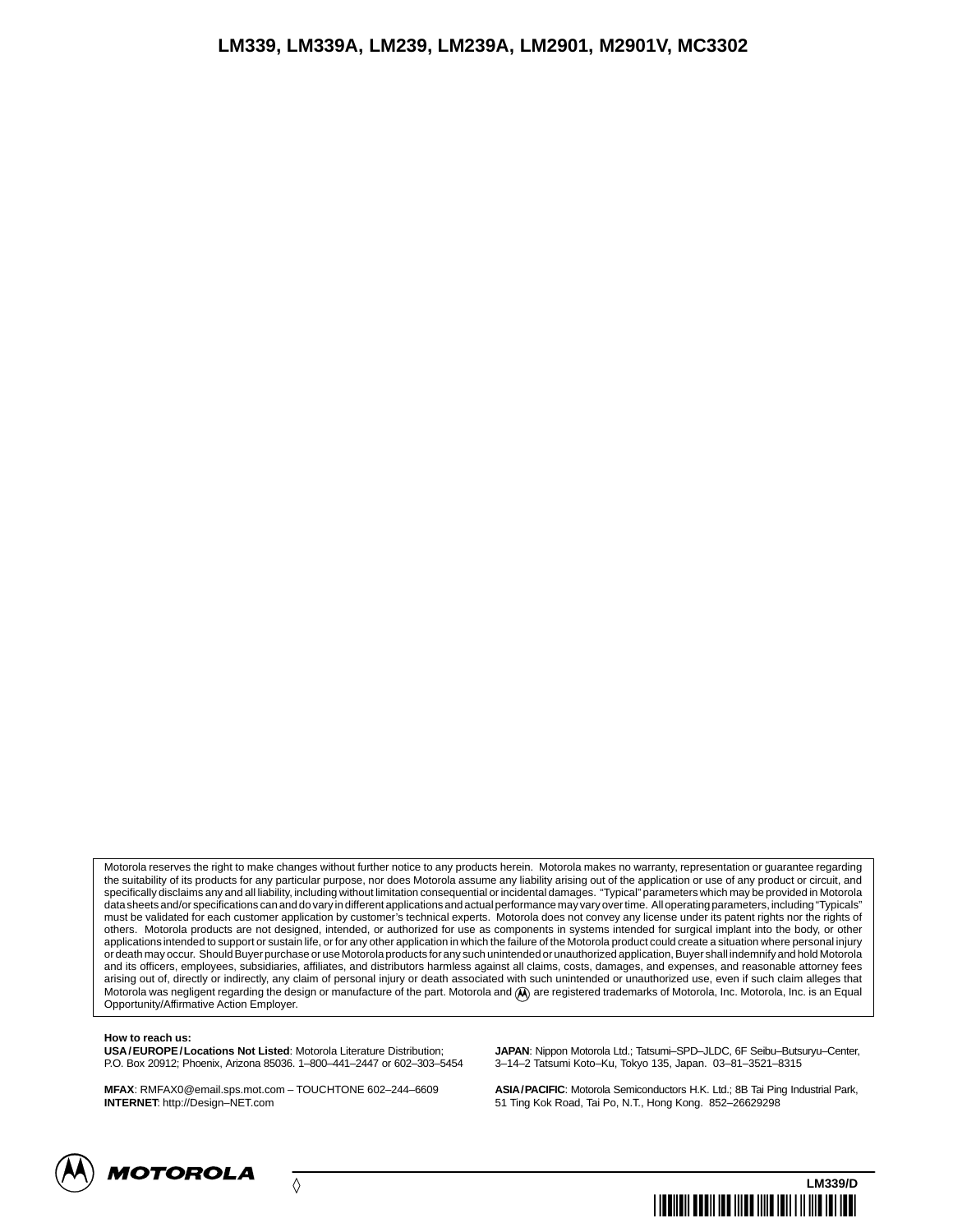Motorola reserves the right to make changes without further notice to any products herein. Motorola makes no warranty, representation or guarantee regarding the suitability of its products for any particular purpose, nor does Motorola assume any liability arising out of the application or use of any product or circuit, and specifically disclaims any and all liability, including without limitation consequential or incidental damages. "Typical" parameters which may be provided in Motorola data sheets and/or specifications can and do vary in different applications and actual performance may vary over time. All operating parameters, including "Typicals" must be validated for each customer application by customer's technical experts. Motorola does not convey any license under its patent rights nor the rights of others. Motorola products are not designed, intended, or authorized for use as components in systems intended for surgical implant into the body, or other applications intended to support or sustain life, or for any other application in which the failure of the Motorola product could create a situation where personal injury or death may occur. Should Buyer purchase or use Motorola products for any such unintended or unauthorized application, Buyer shall indemnify and hold Motorola and its officers, employees, subsidiaries, affiliates, and distributors harmless against all claims, costs, damages, and expenses, and reasonable attorney fees arising out of, directly or indirectly, any claim of personal injury or death associated with such unintended or unauthorized use, even if such claim alleges that Motorola was negligent regarding the design or manufacture of the part. Motorola and Ⓜ are registered trademarks of Motorola, Inc. Motorola, Inc. is an Equal Opportunity/Affirmative Action Employer.

**How to reach us:**
**USA / EUROPE / Locations Not Listed**: Motorola Literature Distribution; P.O. Box 20912; Phoenix, Arizona 85036. 1–800–441–2447 or 602–303–5454

**MFAX**: RMFAX0@email.sps.mot.com – TOUCHTONE 602–244–6609
**INTERNET**: http://Design–NET.com

**JAPAN**: Nippon Motorola Ltd.; Tatsumi–SPD–JLDC, 6F Seibu–Butsuryu–Center, 3–14–2 Tatsumi Koto–Ku, Tokyo 135, Japan. 03–81–3521–8315

**ASIA / PACIFIC**: Motorola Semiconductors H.K. Ltd.; 8B Tai Ping Industrial Park, 51 Ting Kok Road, Tai Po, N.T., Hong Kong. 852–26629298

**MOTOROLA**

◊

**LM339/D**